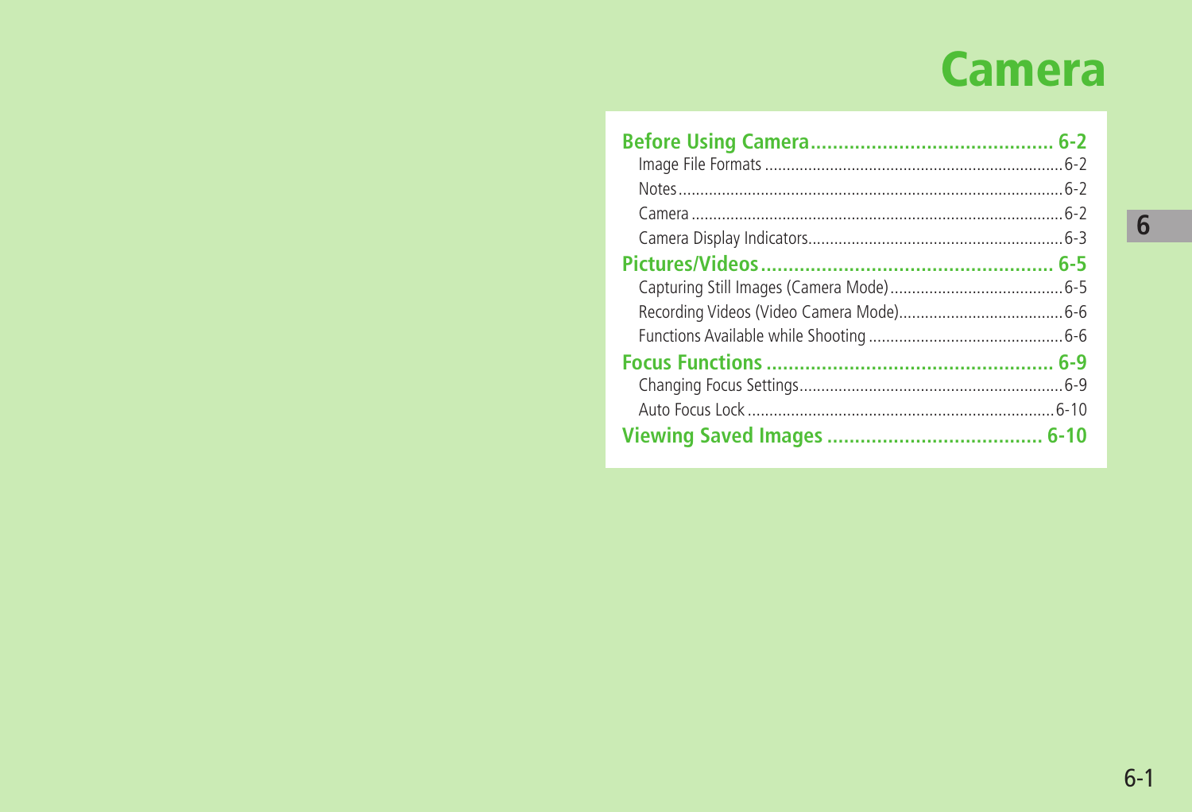# Camera

**Before Using Camera** ........................................ 6-2
- Image File Formats ........................................ 6-2
- Notes ........................................ 6-2
- Camera ........................................ 6-2
- Camera Display Indicators ........................................ 6-3

**Pictures/Videos** ........................................ 6-5
- Capturing Still Images (Camera Mode) ........................................ 6-5
- Recording Videos (Video Camera Mode) ........................................ 6-6
- Functions Available while Shooting ........................................ 6-6

**Focus Functions** ........................................ 6-9
- Changing Focus Settings ........................................ 6-9
- Auto Focus Lock ........................................ 6-10

**Viewing Saved Images** ........................................ 6-10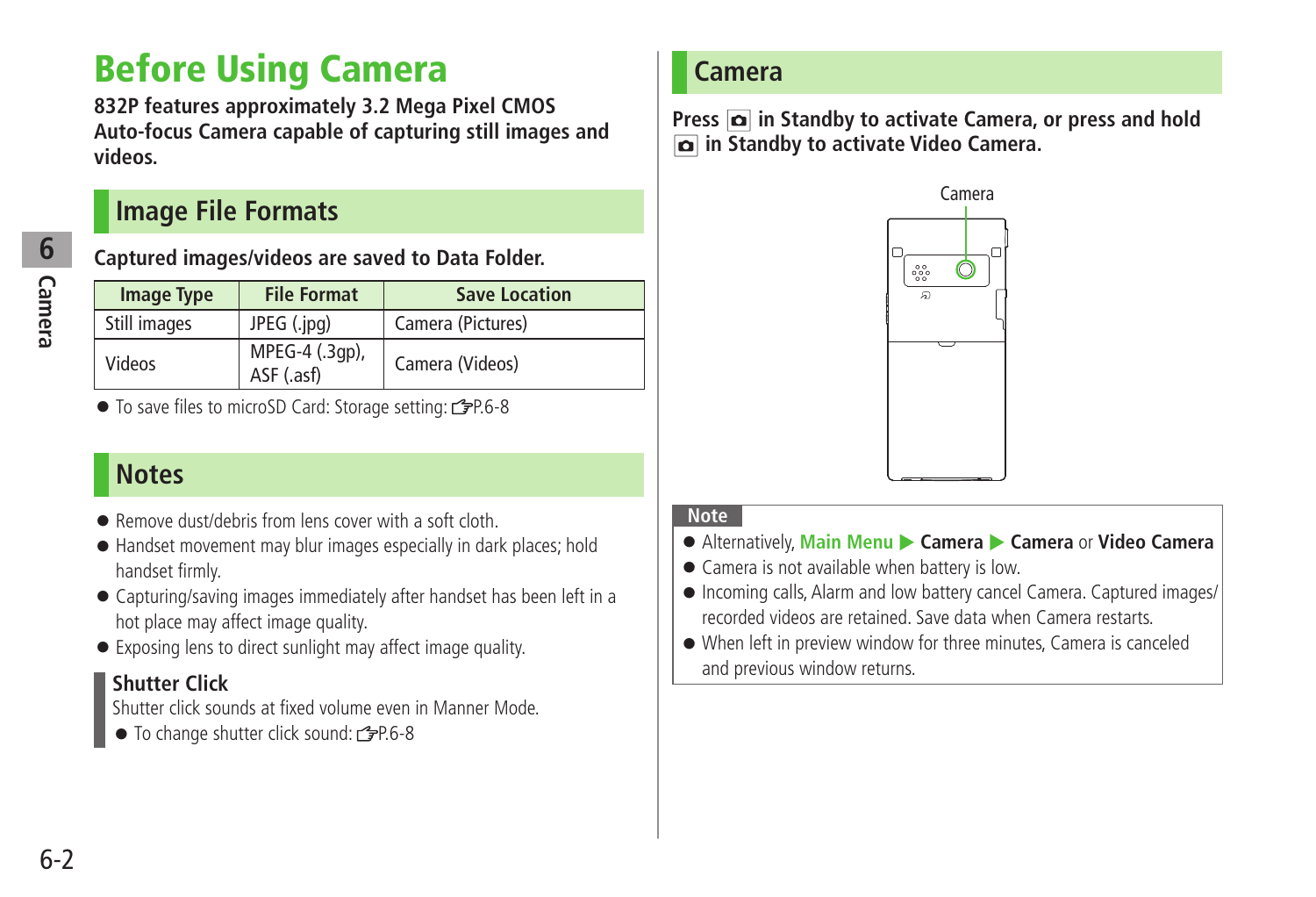# Before Using Camera

**832P features approximately 3.2 Mega Pixel CMOS Auto-focus Camera capable of capturing still images and videos.**

## Image File Formats

**Captured images/videos are saved to Data Folder.**

| Image Type | File Format | Save Location |
|---|---|---|
| Still images | JPEG (.jpg) | Camera (Pictures) |
| Videos | MPEG-4 (.3gp), ASF (.asf) | Camera (Videos) |

- To save files to microSD Card: Storage setting: ☞P.6-8

## Notes

- Remove dust/debris from lens cover with a soft cloth.
- Handset movement may blur images especially in dark places; hold handset firmly.
- Capturing/saving images immediately after handset has been left in a hot place may affect image quality.
- Exposing lens to direct sunlight may affect image quality.

### Shutter Click

Shutter click sounds at fixed volume even in Manner Mode.

- To change shutter click sound: ☞P.6-8

## Camera

**Press [camera key] in Standby to activate Camera, or press and hold [camera key] in Standby to activate Video Camera.**

Camera

**Note**

- Alternatively, **Main Menu ▶ Camera ▶ Camera** or **Video Camera**
- Camera is not available when battery is low.
- Incoming calls, Alarm and low battery cancel Camera. Captured images/recorded videos are retained. Save data when Camera restarts.
- When left in preview window for three minutes, Camera is canceled and previous window returns.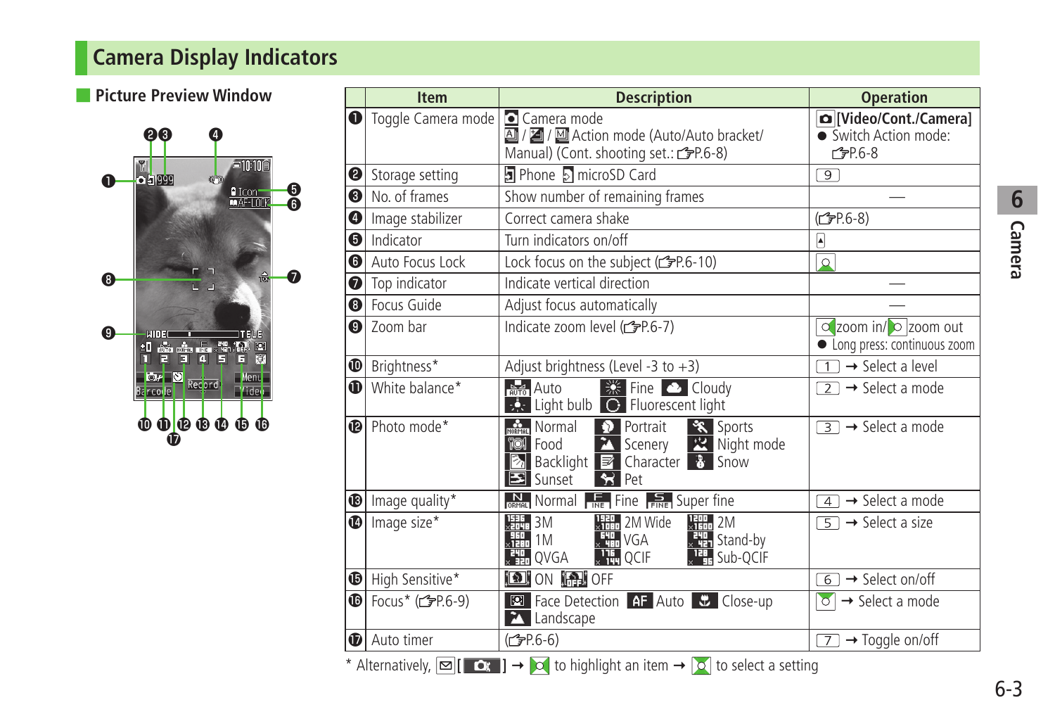# Camera Display Indicators

## Picture Preview Window

| | Item | Description | Operation |
|---|---|---|---|
| ❶ | Toggle Camera mode | Camera mode<br>/ / Action mode (Auto/Auto bracket/ Manual) (Cont. shooting set.: ☞P.6-8) | [Video/Cont./Camera]<br>● Switch Action mode: ☞P.6-8 |
| ❷ | Storage setting | Phone microSD Card | 9 |
| ❸ | No. of frames | Show number of remaining frames | — |
| ❹ | Image stabilizer | Correct camera shake | (☞P.6-8) |
| ❺ | Indicator | Turn indicators on/off | |
| ❻ | Auto Focus Lock | Lock focus on the subject (☞P.6-10) | |
| ❼ | Top indicator | Indicate vertical direction | — |
| ❽ | Focus Guide | Adjust focus automatically | — |
| ❾ | Zoom bar | Indicate zoom level (☞P.6-7) | zoom in/ zoom out<br>● Long press: continuous zoom |
| ❿ | Brightness* | Adjust brightness (Level -3 to +3) | 1 → Select a level |
| ⓫ | White balance* | Auto Fine Cloudy<br>Light bulb Fluorescent light | 2 → Select a mode |
| ⓬ | Photo mode* | Normal Portrait Sports<br>Food Scenery Night mode<br>Backlight Character Snow<br>Sunset Pet | 3 → Select a mode |
| ⓭ | Image quality* | Normal Fine Super fine | 4 → Select a mode |
| ⓮ | Image size* | 3M 2M Wide 2M<br>1M VGA Stand-by<br>QVGA QCIF Sub-QCIF | 5 → Select a size |
| ⓯ | High Sensitive* | ON OFF | 6 → Select on/off |
| ⓰ | Focus* (☞P.6-9) | Face Detection Auto Close-up<br>Landscape | → Select a mode |
| ⓱ | Auto timer | (☞P.6-6) | 7 → Toggle on/off |

* Alternatively, [ ] → to highlight an item → to select a setting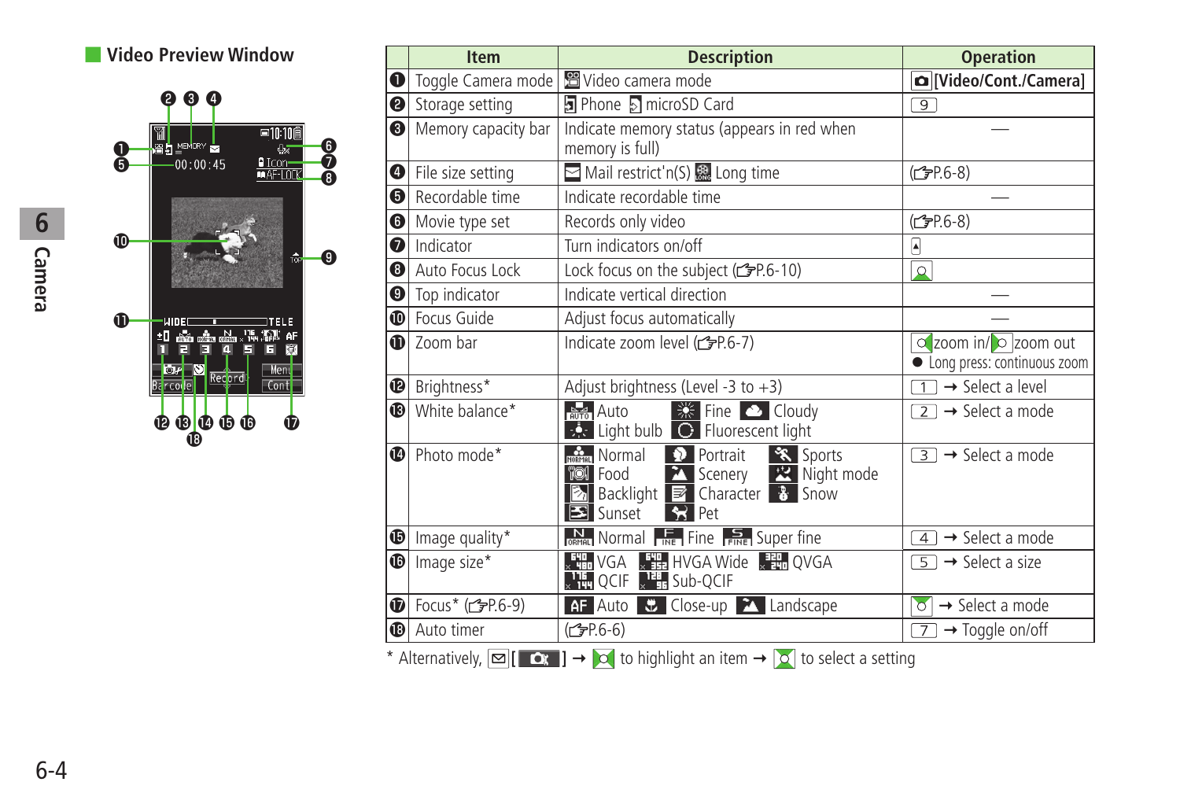## Video Preview Window

| | Item | Description | Operation |
|---|---|---|---|
| ❶ | Toggle Camera mode | Video camera mode | [Video/Cont./Camera] |
| ❷ | Storage setting | Phone microSD Card | 9 |
| ❸ | Memory capacity bar | Indicate memory status (appears in red when memory is full) | — |
| ❹ | File size setting | Mail restrict'n(S) Long time | (☞P.6-8) |
| ❺ | Recordable time | Indicate recordable time | — |
| ❻ | Movie type set | Records only video | (☞P.6-8) |
| ❼ | Indicator | Turn indicators on/off | |
| ❽ | Auto Focus Lock | Lock focus on the subject (☞P.6-10) | |
| ❾ | Top indicator | Indicate vertical direction | — |
| ❿ | Focus Guide | Adjust focus automatically | — |
| ⓫ | Zoom bar | Indicate zoom level (☞P.6-7) | zoom in/ zoom out<br>● Long press: continuous zoom |
| ⓬ | Brightness* | Adjust brightness (Level -3 to +3) | 1 → Select a level |
| ⓭ | White balance* | Auto Fine Cloudy Light bulb Fluorescent light | 2 → Select a mode |
| ⓮ | Photo mode* | Normal Portrait Sports Food Scenery Night mode Backlight Character Snow Sunset Pet | 3 → Select a mode |
| ⓯ | Image quality* | Normal Fine Super fine | 4 → Select a mode |
| ⓰ | Image size* | VGA HVGA Wide QVGA QCIF Sub-QCIF | 5 → Select a size |
| ⓱ | Focus* (☞P.6-9) | AF Auto Close-up Landscape | → Select a mode |
| ⓲ | Auto timer | (☞P.6-6) | 7 → Toggle on/off |

* Alternatively, [ ] → to highlight an item → to select a setting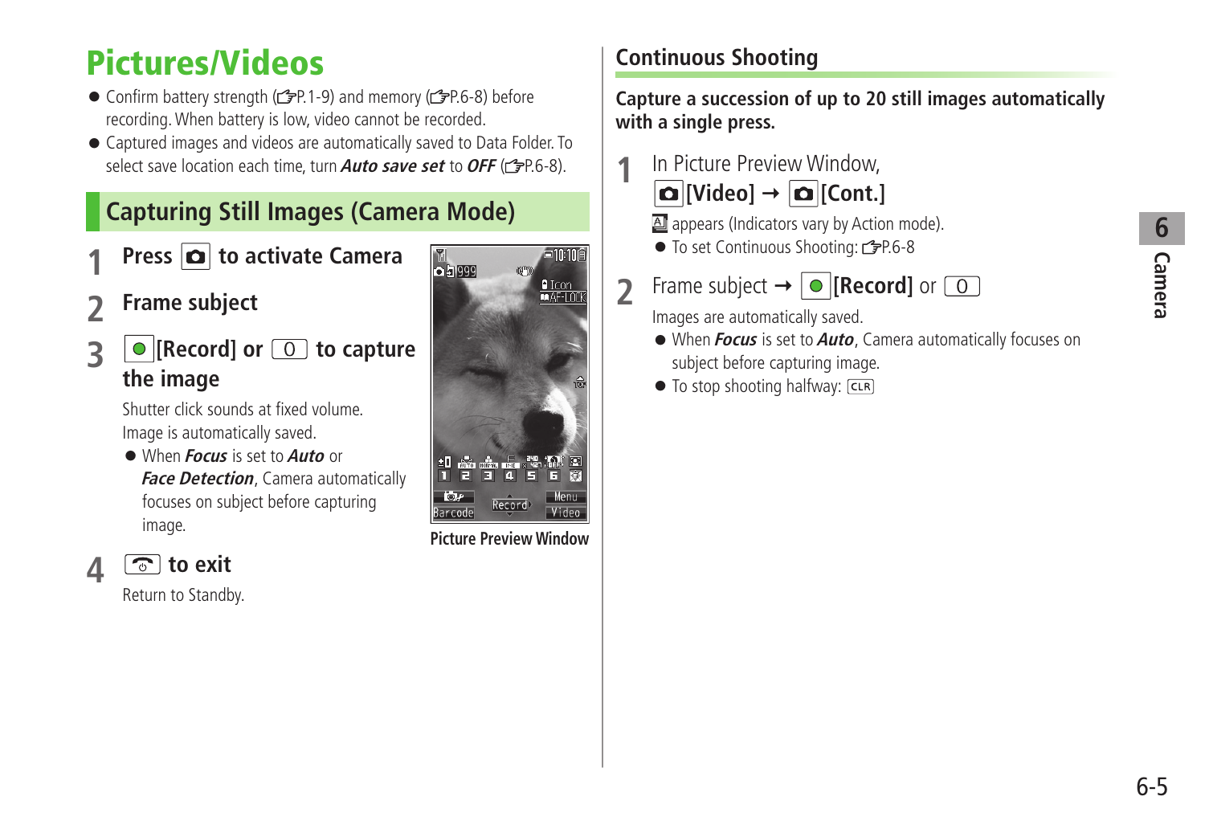# Pictures/Videos

- Confirm battery strength (☞P.1-9) and memory (☞P.6-8) before recording. When battery is low, video cannot be recorded.
- Captured images and videos are automatically saved to Data Folder. To select save location each time, turn ***Auto save set*** to ***OFF*** (☞P.6-8).

## Capturing Still Images (Camera Mode)

**1 Press [📷] to activate Camera**

**2 Frame subject**

**3 [●][Record] or [0] to capture the image**

Shutter click sounds at fixed volume.
Image is automatically saved.

- When ***Focus*** is set to ***Auto*** or ***Face Detection***, Camera automatically focuses on subject before capturing image.

**4 [⏻] to exit**

Return to Standby.

**Picture Preview Window**

### Continuous Shooting

**Capture a succession of up to 20 still images automatically with a single press.**

**1** In Picture Preview Window, **[📷][Video] → [📷][Cont.]**

[A] appears (Indicators vary by Action mode).

- To set Continuous Shooting: ☞P.6-8

**2** Frame subject → **[●][Record]** or **[0]**

Images are automatically saved.

- When ***Focus*** is set to ***Auto***, Camera automatically focuses on subject before capturing image.
- To stop shooting halfway: [CLR]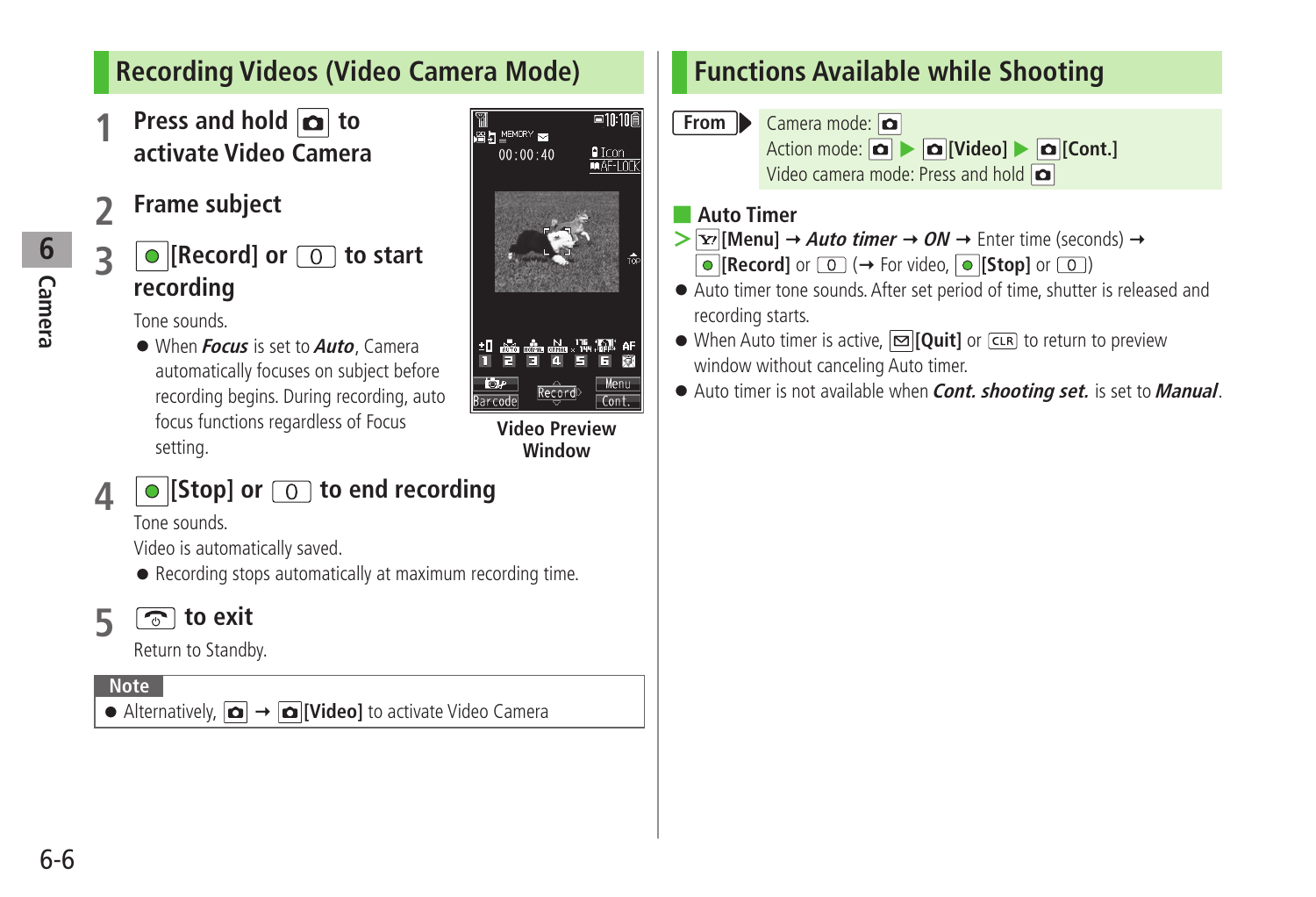## Recording Videos (Video Camera Mode)

**1 Press and hold [camera] to activate Video Camera**

**2 Frame subject**

**3 [●][Record] or [0] to start recording**

Tone sounds.

- When ***Focus*** is set to ***Auto***, Camera automatically focuses on subject before recording begins. During recording, auto focus functions regardless of Focus setting.

**Video Preview Window**

**4 [●][Stop] or [0] to end recording**

Tone sounds.

Video is automatically saved.

- Recording stops automatically at maximum recording time.

**5 [end] to exit**

Return to Standby.

**Note**

- Alternatively, [camera] → [camera]**[Video]** to activate Video Camera

## Functions Available while Shooting

**From**

Camera mode: [camera]

Action mode: [camera] ▶ [camera]**[Video]** ▶ [camera]**[Cont.]**

Video camera mode: Press and hold [camera]

### Auto Timer

> [Y!]**[Menu]** → ***Auto timer*** → ***ON*** → Enter time (seconds) → [●]**[Record]** or [0] (→ For video, [●]**[Stop]** or [0])

- Auto timer tone sounds. After set period of time, shutter is released and recording starts.
- When Auto timer is active, [✉]**[Quit]** or [CLR] to return to preview window without canceling Auto timer.
- Auto timer is not available when ***Cont. shooting set.*** is set to ***Manual***.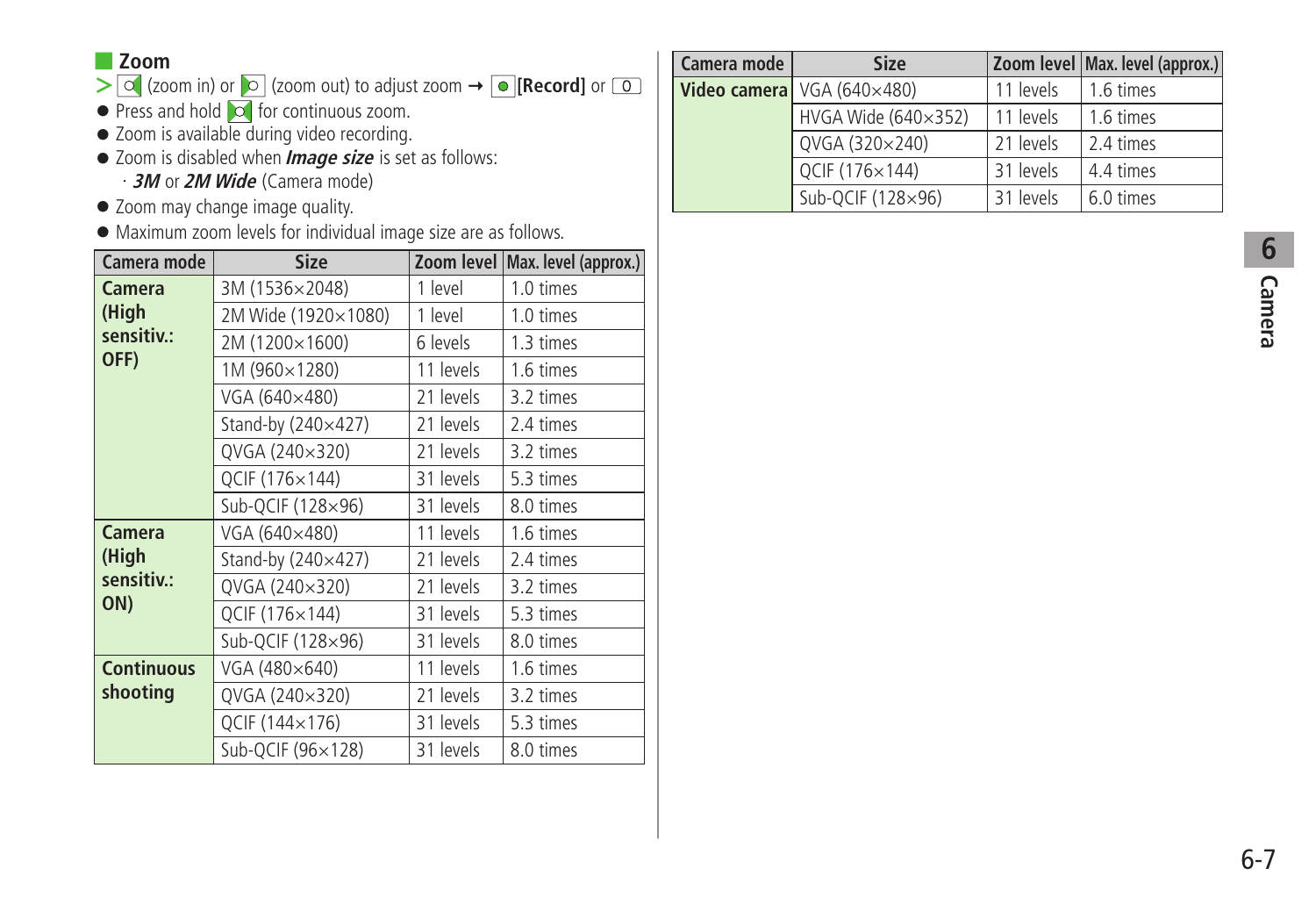## Zoom

> [zoom in] (zoom in) or [zoom out] (zoom out) to adjust zoom → [●] **[Record]** or [0]

- Press and hold [zoom] for continuous zoom.
- Zoom is available during video recording.
- Zoom is disabled when ***Image size*** is set as follows:
  - · ***3M*** or ***2M Wide*** (Camera mode)
- Zoom may change image quality.
- Maximum zoom levels for individual image size are as follows.

| Camera mode | Size | Zoom level | Max. level (approx.) |
|---|---|---|---|
| **Camera (High sensitiv.: OFF)** | 3M (1536×2048) | 1 level | 1.0 times |
| | 2M Wide (1920×1080) | 1 level | 1.0 times |
| | 2M (1200×1600) | 6 levels | 1.3 times |
| | 1M (960×1280) | 11 levels | 1.6 times |
| | VGA (640×480) | 21 levels | 3.2 times |
| | Stand-by (240×427) | 21 levels | 2.4 times |
| | QVGA (240×320) | 21 levels | 3.2 times |
| | QCIF (176×144) | 31 levels | 5.3 times |
| | Sub-QCIF (128×96) | 31 levels | 8.0 times |
| **Camera (High sensitiv.: ON)** | VGA (640×480) | 11 levels | 1.6 times |
| | Stand-by (240×427) | 21 levels | 2.4 times |
| | QVGA (240×320) | 21 levels | 3.2 times |
| | QCIF (176×144) | 31 levels | 5.3 times |
| | Sub-QCIF (128×96) | 31 levels | 8.0 times |
| **Continuous shooting** | VGA (480×640) | 11 levels | 1.6 times |
| | QVGA (240×320) | 21 levels | 3.2 times |
| | QCIF (144×176) | 31 levels | 5.3 times |
| | Sub-QCIF (96×128) | 31 levels | 8.0 times |

| Camera mode | Size | Zoom level | Max. level (approx.) |
|---|---|---|---|
| **Video camera** | VGA (640×480) | 11 levels | 1.6 times |
| | HVGA Wide (640×352) | 11 levels | 1.6 times |
| | QVGA (320×240) | 21 levels | 2.4 times |
| | QCIF (176×144) | 31 levels | 4.4 times |
| | Sub-QCIF (128×96) | 31 levels | 6.0 times |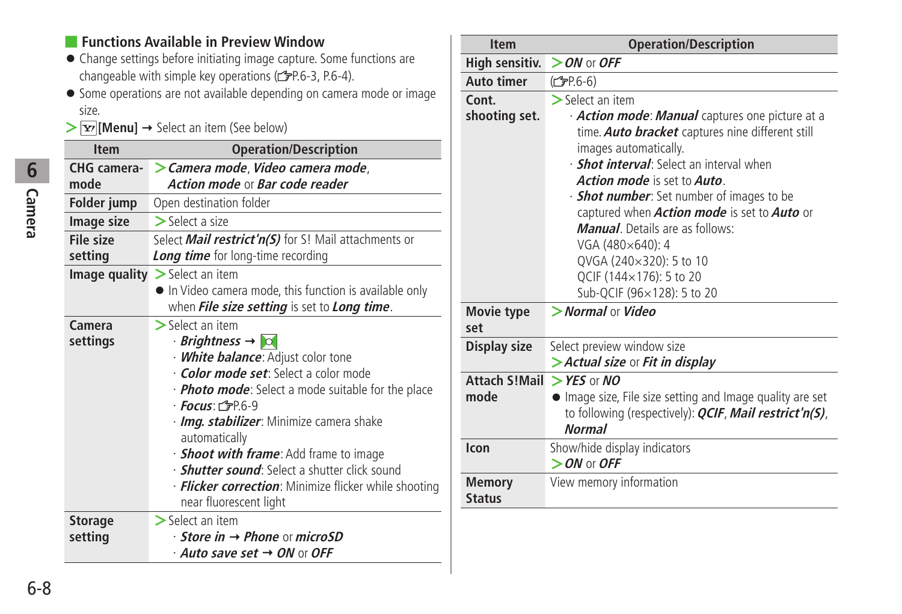## Functions Available in Preview Window

- Change settings before initiating image capture. Some functions are changeable with simple key operations (☞P.6-3, P.6-4).
- Some operations are not available depending on camera mode or image size.

> [Y!][Menu] → Select an item (See below)

| Item | Operation/Description |
|---|---|
| CHG camera-mode | > ***Camera mode***, ***Video camera mode***, ***Action mode*** or ***Bar code reader*** |
| Folder jump | Open destination folder |
| Image size | > Select a size |
| File size setting | Select ***Mail restrict'n(S)*** for S! Mail attachments or ***Long time*** for long-time recording |
| Image quality | > Select an item<br>● In Video camera mode, this function is available only when ***File size setting*** is set to ***Long time***. |
| Camera settings | > Select an item<br>· ***Brightness*** → [icon]<br>· ***White balance***: Adjust color tone<br>· ***Color mode set***: Select a color mode<br>· ***Photo mode***: Select a mode suitable for the place<br>· ***Focus***: ☞P.6-9<br>· ***Img. stabilizer***: Minimize camera shake automatically<br>· ***Shoot with frame***: Add frame to image<br>· ***Shutter sound***: Select a shutter click sound<br>· ***Flicker correction***: Minimize flicker while shooting near fluorescent light |
| Storage setting | > Select an item<br>· ***Store in*** → ***Phone*** or ***microSD***<br>· ***Auto save set*** → ***ON*** or ***OFF*** |
| High sensitiv. | > ***ON*** or ***OFF*** |
| Auto timer | (☞P.6-6) |
| Cont. shooting set. | > Select an item<br>· ***Action mode***: ***Manual*** captures one picture at a time. ***Auto bracket*** captures nine different still images automatically.<br>· ***Shot interval***: Select an interval when ***Action mode*** is set to ***Auto***.<br>· ***Shot number***: Set number of images to be captured when ***Action mode*** is set to ***Auto*** or ***Manual***. Details are as follows:<br>VGA (480×640): 4<br>QVGA (240×320): 5 to 10<br>QCIF (144×176): 5 to 20<br>Sub-QCIF (96×128): 5 to 20 |
| Movie type set | > ***Normal*** or ***Video*** |
| Display size | Select preview window size<br>> ***Actual size*** or ***Fit in display*** |
| Attach S!Mail mode | > ***YES*** or ***NO***<br>● Image size, File size setting and Image quality are set to following (respectively): ***QCIF***, ***Mail restrict'n(S)***, ***Normal*** |
| Icon | Show/hide display indicators<br>> ***ON*** or ***OFF*** |
| Memory Status | View memory information |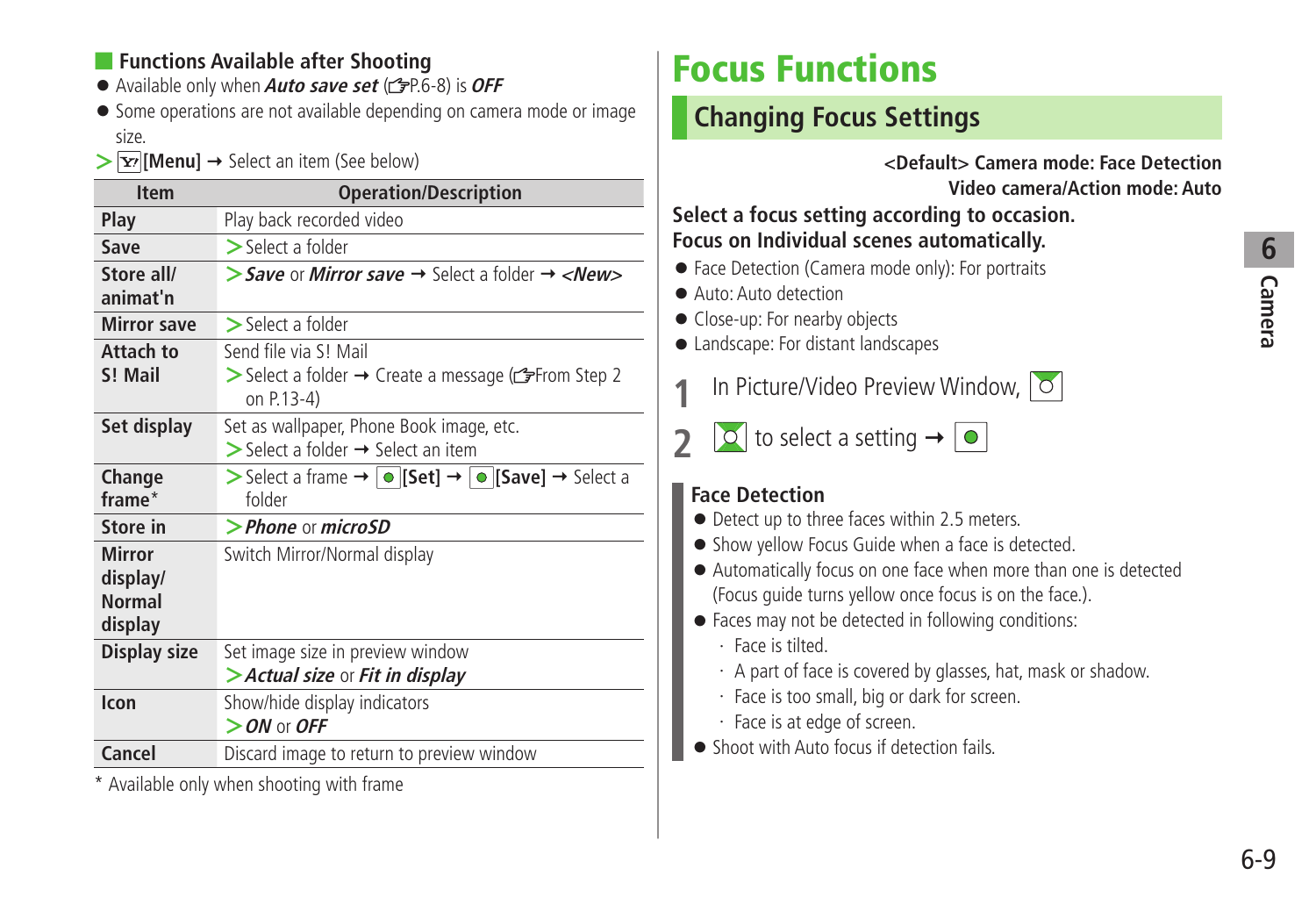## Functions Available after Shooting

- Available only when ***Auto save set*** (☞P.6-8) is ***OFF***
- Some operations are not available depending on camera mode or image size.

> [Menu] → Select an item (See below)

| Item | Operation/Description |
|---|---|
| **Play** | Play back recorded video |
| **Save** | > Select a folder |
| **Store all/ animat'n** | > ***Save*** or ***Mirror save*** → Select a folder → ***<New>*** |
| **Mirror save** | > Select a folder |
| **Attach to S! Mail** | Send file via S! Mail<br>> Select a folder → Create a message (☞From Step 2 on P.13-4) |
| **Set display** | Set as wallpaper, Phone Book image, etc.<br>> Select a folder → Select an item |
| **Change frame*** | > Select a frame → **[Set]** → **[Save]** → Select a folder |
| **Store in** | > ***Phone*** or ***microSD*** |
| **Mirror display/ Normal display** | Switch Mirror/Normal display |
| **Display size** | Set image size in preview window<br>> ***Actual size*** or ***Fit in display*** |
| **Icon** | Show/hide display indicators<br>> ***ON*** or ***OFF*** |
| **Cancel** | Discard image to return to preview window |

\* Available only when shooting with frame

# Focus Functions

## Changing Focus Settings

**<Default> Camera mode: Face Detection**
**Video camera/Action mode: Auto**

**Select a focus setting according to occasion.**
**Focus on Individual scenes automatically.**

- Face Detection (Camera mode only): For portraits
- Auto: Auto detection
- Close-up: For nearby objects
- Landscape: For distant landscapes

**1** In Picture/Video Preview Window,

**2** to select a setting →

### Face Detection

- Detect up to three faces within 2.5 meters.
- Show yellow Focus Guide when a face is detected.
- Automatically focus on one face when more than one is detected (Focus guide turns yellow once focus is on the face.).
- Faces may not be detected in following conditions:
  - · Face is tilted.
  - · A part of face is covered by glasses, hat, mask or shadow.
  - · Face is too small, big or dark for screen.
  - · Face is at edge of screen.
- Shoot with Auto focus if detection fails.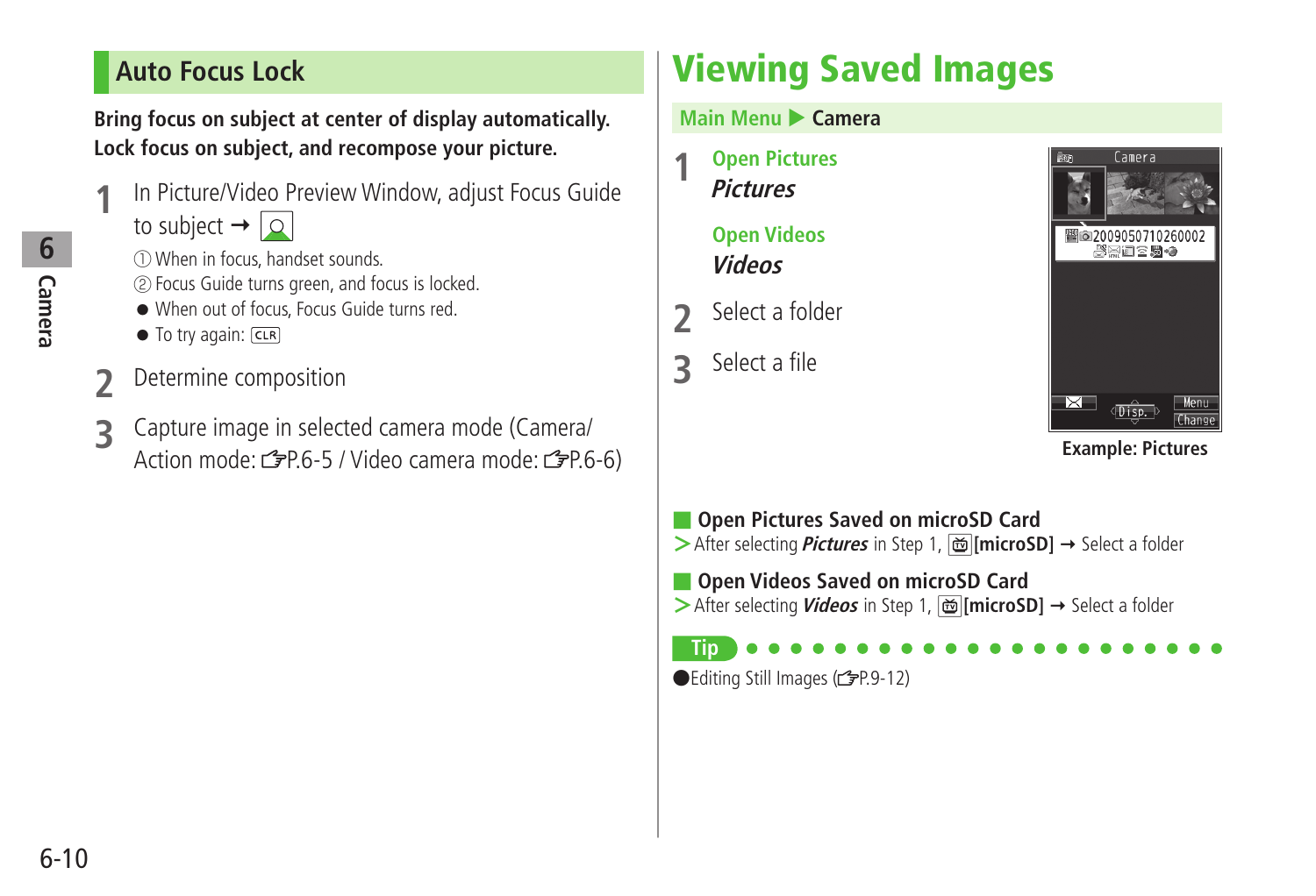## Auto Focus Lock

**Bring focus on subject at center of display automatically. Lock focus on subject, and recompose your picture.**

**1** In Picture/Video Preview Window, adjust Focus Guide to subject ➞ [Q]

① When in focus, handset sounds.

② Focus Guide turns green, and focus is locked.

- When out of focus, Focus Guide turns red.
- To try again: CLR

**2** Determine composition

**3** Capture image in selected camera mode (Camera/Action mode: ☞P.6-5 / Video camera mode: ☞P.6-6)

# Viewing Saved Images

Main Menu ▶ **Camera**

**1** Open Pictures
***Pictures***

Open Videos
***Videos***

**2** Select a folder

**3** Select a file

Camera

2009050710260002

Disp.

Menu

Change

**Example: Pictures**

### Open Pictures Saved on microSD Card

> After selecting ***Pictures*** in Step 1, [microSD] ➞ Select a folder

### Open Videos Saved on microSD Card

> After selecting ***Videos*** in Step 1, [microSD] ➞ Select a folder

**Tip**

- Editing Still Images (☞P.9-12)